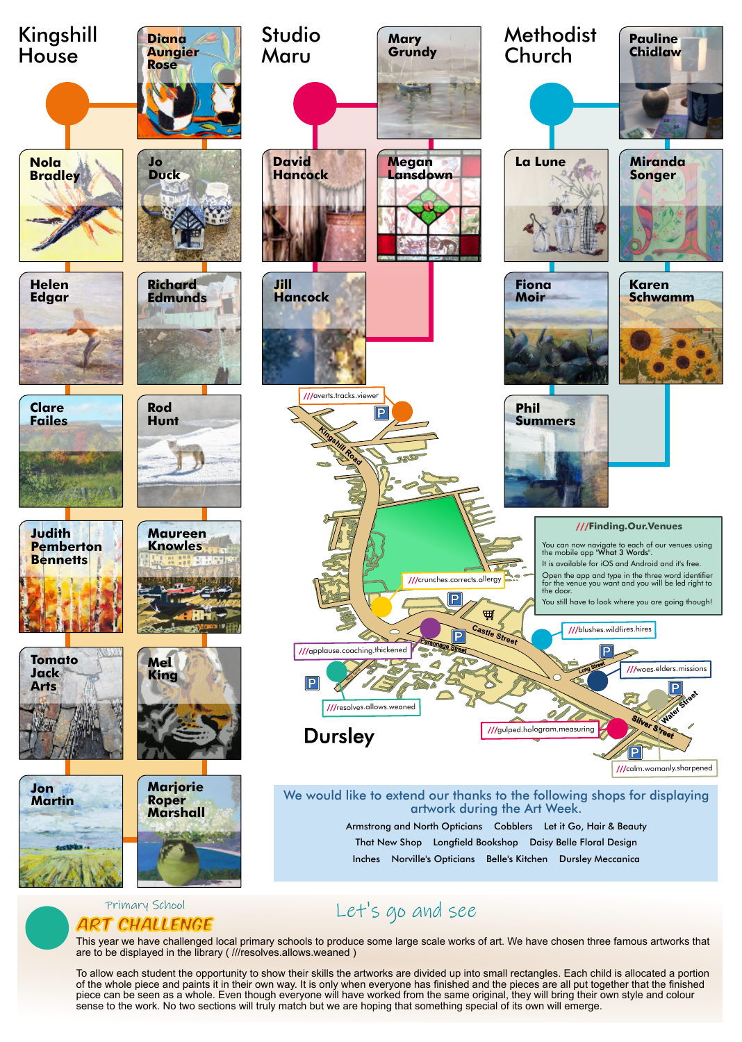## Kingshill House

- Diana Aungier Rose
- Nola Bradley
- Jo Duck
- Helen Edgar
- Richard Edmunds
- Clare Failes
- Rod Hunt
- Judith Pemberton Bennetts
- Maureen Knowles
- Tomato Jack Arts
- Mel King
- Jon Martin
- Marjorie Roper Marshall

## Studio Maru

- Mary Grundy
- David Hancock
- Megan Lansdown
- Jill Hancock

## Methodist Church

- Pauline Chidlaw
- La Lune
- Miranda Songer
- Fiona Moir
- Karen Schwamm
- Phil Summers

///averts.tracks.viewer

Kingshill Road

///crunches.corrects.allergy

Castle Street

///blushes.wildfires.hires

///applause.coaching.thickened

Parsonage Street

Long Street

///woes.elders.missions

Water Street

Silver Street

///resolves.allows.weaned

///gulped.hologram.measuring

///calm.womanly.sharpened

**Dursley**

### ///Finding.Our.Venues

You can now navigate to each of our venues using the mobile app "What 3 Words".

It is available for iOS and Android and it's free.

Open the app and type in the three word identifier for the venue you want and you will be led right to the door.

You still have to look where you are going though!

We would like to extend our thanks to the following shops for displaying artwork during the Art Week.

Armstrong and North Opticians Cobblers Let it Go, Hair & Beauty

That New Shop Longfield Bookshop Daisy Belle Floral Design

Inches Norville's Opticians Belle's Kitchen Dursley Meccanica

## Primary School ART CHALLENGE

## Let's go and see

This year we have challenged local primary schools to produce some large scale works of art. We have chosen three famous artworks that are to be displayed in the library ( ///resolves.allows.weaned )

To allow each student the opportunity to show their skills the artworks are divided up into small rectangles. Each child is allocated a portion of the whole piece and paints it in their own way. It is only when everyone has finished and the pieces are all put together that the finished piece can be seen as a whole. Even though everyone will have worked from the same original, they will all bring their own style and colour sense to the work. No two sections will truly match but we are hoping that something special of its own will emerge.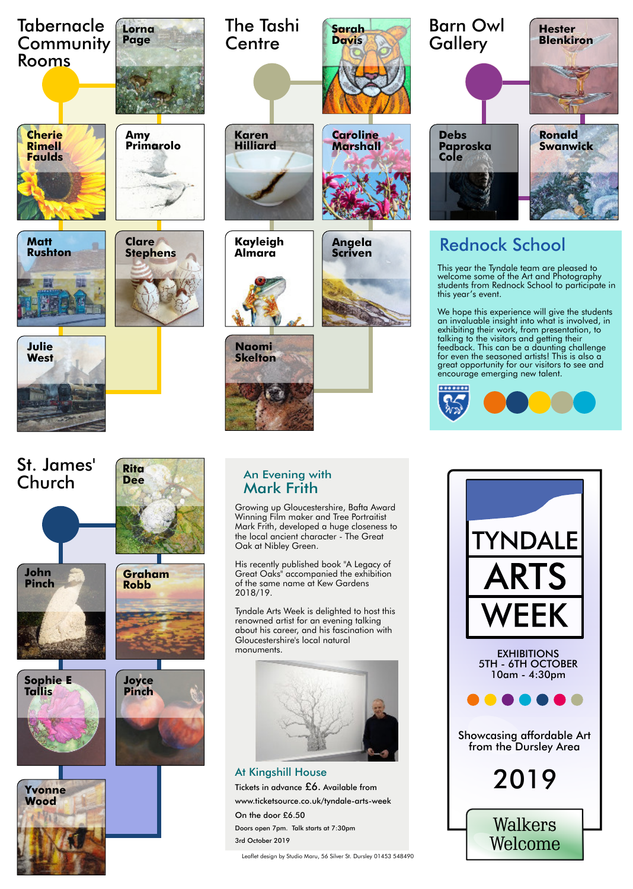## Tabernacle Community Rooms

- Lorna Page
- Cherie Rimell Faulds
- Amy Primarolo
- Matt Rushton
- Clare Stephens
- Julie West

## The Tashi Centre

- Sarah Davis
- Karen Hilliard
- Caroline Marshall
- Kayleigh Almara
- Angela Scriven
- Naomi Skelton

## Barn Owl Gallery

- Hester Blenkiron
- Debs Paproska Cole
- Ronald Swanwick

## Rednock School

This year the Tyndale team are pleased to welcome some of the Art and Photography students from Rednock School to participate in this year's event.

We hope this experience will give the students an invaluable insight into what is involved, in exhibiting their work, from presentation, to talking to the visitors and getting their feedback. This can be a daunting challenge for even the seasoned artists! This is also a great opportunity for our visitors to see and encourage emerging new talent.

## St. James' Church

- Rita Dee
- John Pinch
- Graham Robb
- Sophie E Tallis
- Joyce Pinch
- Yvonne Wood

## An Evening with Mark Frith

Growing up Gloucestershire, Bafta Award Winning Film maker and Tree Portraitist Mark Frith, developed a huge closeness to the local ancient character - The Great Oak at Nibley Green.

His recently published book "A Legacy of Great Oaks" accompanied the exhibition of the same name at Kew Gardens 2018/19.

Tyndale Arts Week is delighted to host this renowned artist for an evening talking about his career, and his fascination with Gloucestershire's local natural monuments.

### At Kingshill House

Tickets in advance £6. Available from

www.ticketsource.co.uk/tyndale-arts-week

On the door £6.50

Doors open 7pm. Talk starts at 7:30pm

3rd October 2019

# TYNDALE ARTS WEEK

EXHIBITIONS
5TH - 6TH OCTOBER
10am - 4:30pm

Showcasing affordable Art from the Dursley Area

2019

Walkers Welcome

Leaflet design by Studio Maru, 56 Silver St. Dursley 01453 548490